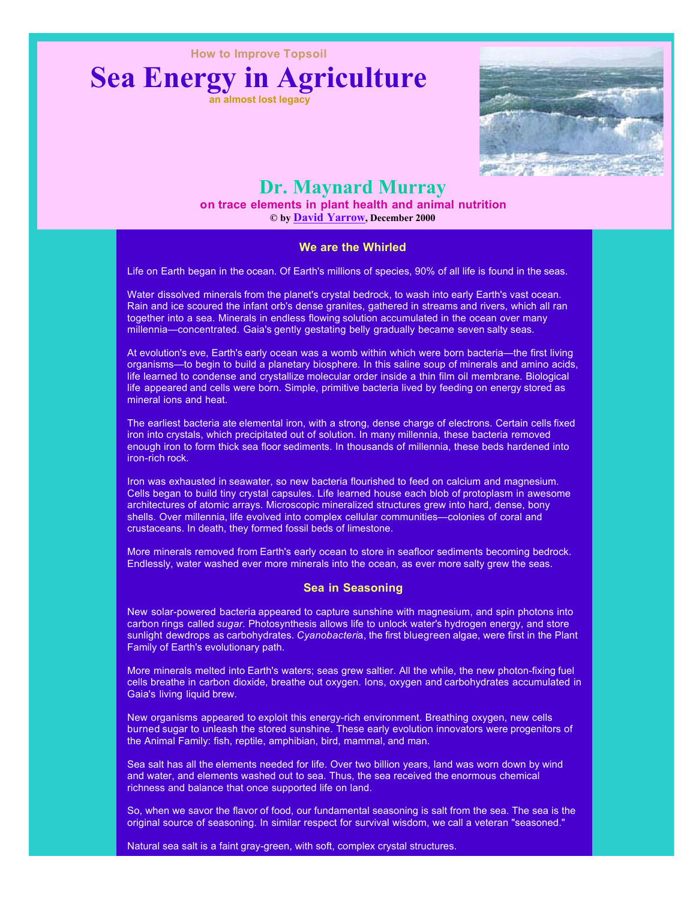How to Improve Topsoil

# Sea Energy in Agriculture

an almost lost legacy

## Dr. Maynard Murray

**on trace elements in plant health and animal nutrition**

**© by David Yarrow, December 2000**

### We are the Whirled

Life on Earth began in the ocean. Of Earth's millions of species, 90% of all life is found in the seas.

Water dissolved minerals from the planet's crystal bedrock, to wash into early Earth's vast ocean. Rain and ice scoured the infant orb's dense granites, gathered in streams and rivers, which all ran together into a sea. Minerals in endless flowing solution accumulated in the ocean over many millennia—concentrated. Gaia's gently gestating belly gradually became seven salty seas.

At evolution's eve, Earth's early ocean was a womb within which were born bacteria—the first living organisms—to begin to build a planetary biosphere. In this saline soup of minerals and amino acids, life learned to condense and crystallize molecular order inside a thin film oil membrane. Biological life appeared and cells were born. Simple, primitive bacteria lived by feeding on energy stored as mineral ions and heat.

The earliest bacteria ate elemental iron, with a strong, dense charge of electrons. Certain cells fixed iron into crystals, which precipitated out of solution. In many millennia, these bacteria removed enough iron to form thick sea floor sediments. In thousands of millennia, these beds hardened into iron-rich rock.

Iron was exhausted in seawater, so new bacteria flourished to feed on calcium and magnesium. Cells began to build tiny crystal capsules. Life learned house each blob of protoplasm in awesome architectures of atomic arrays. Microscopic mineralized structures grew into hard, dense, bony shells. Over millennia, life evolved into complex cellular communities—colonies of coral and crustaceans. In death, they formed fossil beds of limestone.

More minerals removed from Earth's early ocean to store in seafloor sediments becoming bedrock. Endlessly, water washed ever more minerals into the ocean, as ever more salty grew the seas.

### Sea in Seasoning

New solar-powered bacteria appeared to capture sunshine with magnesium, and spin photons into carbon rings called *sugar*. Photosynthesis allows life to unlock water's hydrogen energy, and store sunlight dewdrops as carbohydrates. *Cyanobacteri*a, the first bluegreen algae, were first in the Plant Family of Earth's evolutionary path.

More minerals melted into Earth's waters; seas grew saltier. All the while, the new photon-fixing fuel cells breathe in carbon dioxide, breathe out oxygen. Ions, oxygen and carbohydrates accumulated in Gaia's living liquid brew.

New organisms appeared to exploit this energy-rich environment. Breathing oxygen, new cells burned sugar to unleash the stored sunshine. These early evolution innovators were progenitors of the Animal Family: fish, reptile, amphibian, bird, mammal, and man.

Sea salt has all the elements needed for life. Over two billion years, land was worn down by wind and water, and elements washed out to sea. Thus, the sea received the enormous chemical richness and balance that once supported life on land.

So, when we savor the flavor of food, our fundamental seasoning is salt from the sea. The sea is the original source of seasoning. In similar respect for survival wisdom, we call a veteran "seasoned."

Natural sea salt is a faint gray-green, with soft, complex crystal structures.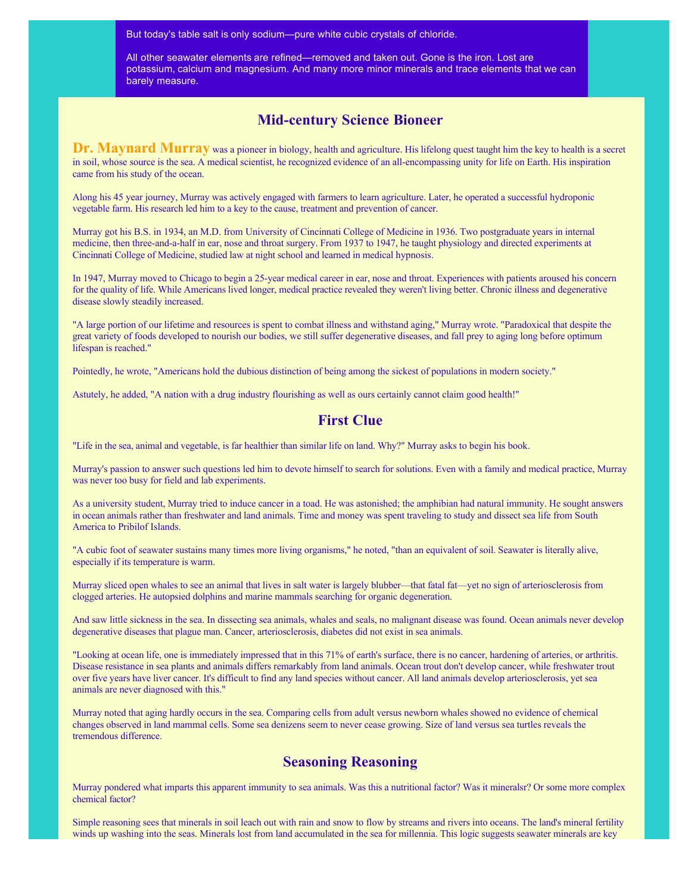But today's table salt is only sodium—pure white cubic crystals of chloride.

All other seawater elements are refined—removed and taken out. Gone is the iron. Lost are potassium, calcium and magnesium. And many more minor minerals and trace elements that we can barely measure.

## Mid-century Science Bioneer

**Dr. Maynard Murray** was a pioneer in biology, health and agriculture. His lifelong quest taught him the key to health is a secret in soil, whose source is the sea. A medical scientist, he recognized evidence of an all-encompassing unity for life on Earth. His inspiration came from his study of the ocean.

Along his 45 year journey, Murray was actively engaged with farmers to learn agriculture. Later, he operated a successful hydroponic vegetable farm. His research led him to a key to the cause, treatment and prevention of cancer.

Murray got his B.S. in 1934, an M.D. from University of Cincinnati College of Medicine in 1936. Two postgraduate years in internal medicine, then three-and-a-half in ear, nose and throat surgery. From 1937 to 1947, he taught physiology and directed experiments at Cincinnati College of Medicine, studied law at night school and learned in medical hypnosis.

In 1947, Murray moved to Chicago to begin a 25-year medical career in ear, nose and throat. Experiences with patients aroused his concern for the quality of life. While Americans lived longer, medical practice revealed they weren't living better. Chronic illness and degenerative disease slowly steadily increased.

"A large portion of our lifetime and resources is spent to combat illness and withstand aging," Murray wrote. "Paradoxical that despite the great variety of foods developed to nourish our bodies, we still suffer degenerative diseases, and fall prey to aging long before optimum lifespan is reached."

Pointedly, he wrote, "Americans hold the dubious distinction of being among the sickest of populations in modern society."

Astutely, he added, "A nation with a drug industry flourishing as well as ours certainly cannot claim good health!"

## First Clue

"Life in the sea, animal and vegetable, is far healthier than similar life on land. Why?" Murray asks to begin his book.

Murray's passion to answer such questions led him to devote himself to search for solutions. Even with a family and medical practice, Murray was never too busy for field and lab experiments.

As a university student, Murray tried to induce cancer in a toad. He was astonished; the amphibian had natural immunity. He sought answers in ocean animals rather than freshwater and land animals. Time and money was spent traveling to study and dissect sea life from South America to Pribilof Islands.

"A cubic foot of seawater sustains many times more living organisms," he noted, "than an equivalent of soil. Seawater is literally alive, especially if its temperature is warm.

Murray sliced open whales to see an animal that lives in salt water is largely blubber—that fatal fat—yet no sign of arteriosclerosis from clogged arteries. He autopsied dolphins and marine mammals searching for organic degeneration.

And saw little sickness in the sea. In dissecting sea animals, whales and seals, no malignant disease was found. Ocean animals never develop degenerative diseases that plague man. Cancer, arteriosclerosis, diabetes did not exist in sea animals.

"Looking at ocean life, one is immediately impressed that in this 71% of earth's surface, there is no cancer, hardening of arteries, or arthritis. Disease resistance in sea plants and animals differs remarkably from land animals. Ocean trout don't develop cancer, while freshwater trout over five years have liver cancer. It's difficult to find any land species without cancer. All land animals develop arteriosclerosis, yet sea animals are never diagnosed with this."

Murray noted that aging hardly occurs in the sea. Comparing cells from adult versus newborn whales showed no evidence of chemical changes observed in land mammal cells. Some sea denizens seem to never cease growing. Size of land versus sea turtles reveals the tremendous difference.

## Seasoning Reasoning

Murray pondered what imparts this apparent immunity to sea animals. Was this a nutritional factor? Was it mineralsr? Or some more complex chemical factor?

Simple reasoning sees that minerals in soil leach out with rain and snow to flow by streams and rivers into oceans. The land's mineral fertility winds up washing into the seas. Minerals lost from land accumulated in the sea for millennia. This logic suggests seawater minerals are key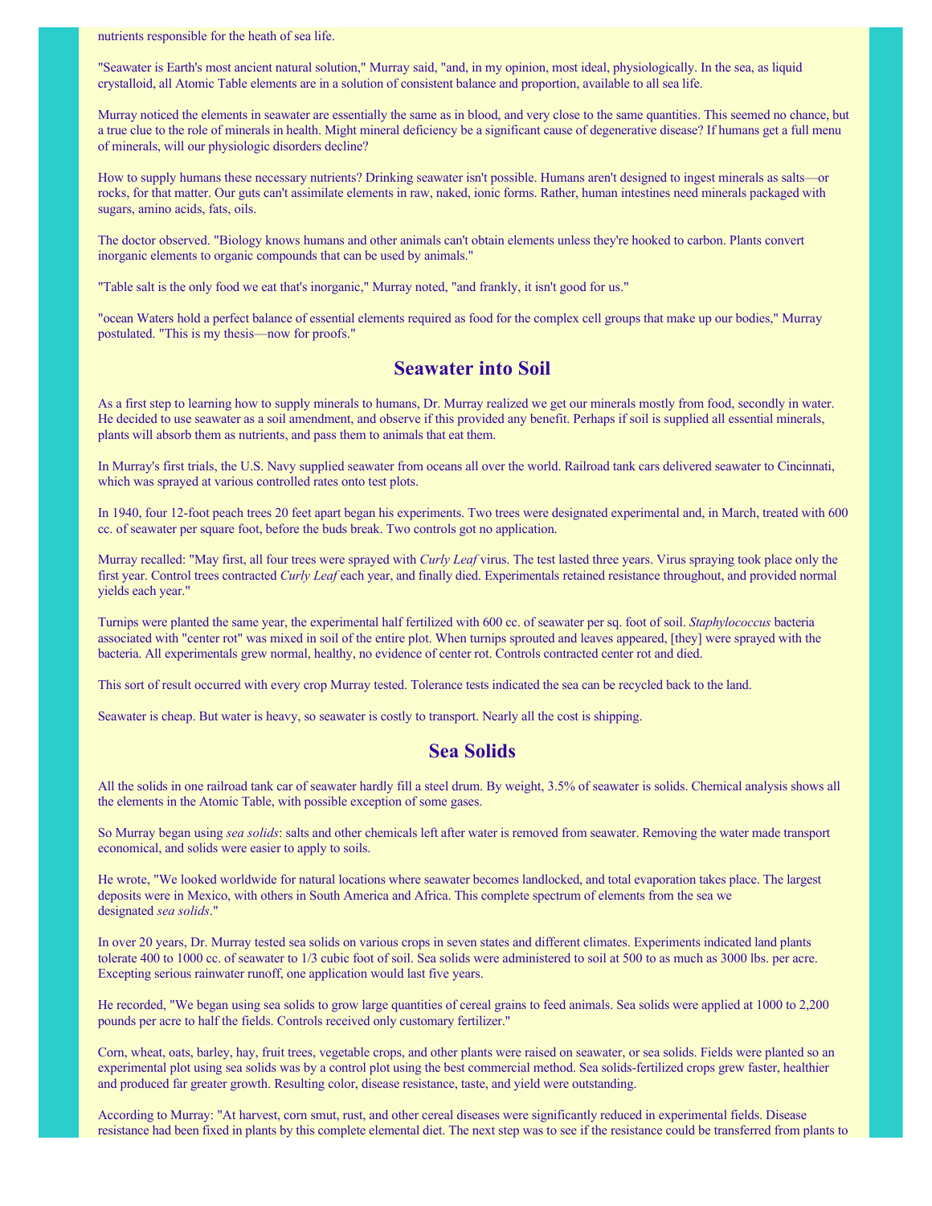nutrients responsible for the heath of sea life.

"Seawater is Earth's most ancient natural solution," Murray said, "and, in my opinion, most ideal, physiologically. In the sea, as liquid crystalloid, all Atomic Table elements are in a solution of consistent balance and proportion, available to all sea life.

Murray noticed the elements in seawater are essentially the same as in blood, and very close to the same quantities. This seemed no chance, but a true clue to the role of minerals in health. Might mineral deficiency be a significant cause of degenerative disease? If humans get a full menu of minerals, will our physiologic disorders decline?

How to supply humans these necessary nutrients? Drinking seawater isn't possible. Humans aren't designed to ingest minerals as salts—or rocks, for that matter. Our guts can't assimilate elements in raw, naked, ionic forms. Rather, human intestines need minerals packaged with sugars, amino acids, fats, oils.

The doctor observed. "Biology knows humans and other animals can't obtain elements unless they're hooked to carbon. Plants convert inorganic elements to organic compounds that can be used by animals."

"Table salt is the only food we eat that's inorganic," Murray noted, "and frankly, it isn't good for us."

"ocean Waters hold a perfect balance of essential elements required as food for the complex cell groups that make up our bodies," Murray postulated. "This is my thesis—now for proofs."

## Seawater into Soil

As a first step to learning how to supply minerals to humans, Dr. Murray realized we get our minerals mostly from food, secondly in water. He decided to use seawater as a soil amendment, and observe if this provided any benefit. Perhaps if soil is supplied all essential minerals, plants will absorb them as nutrients, and pass them to animals that eat them.

In Murray's first trials, the U.S. Navy supplied seawater from oceans all over the world. Railroad tank cars delivered seawater to Cincinnati, which was sprayed at various controlled rates onto test plots.

In 1940, four 12-foot peach trees 20 feet apart began his experiments. Two trees were designated experimental and, in March, treated with 600 cc. of seawater per square foot, before the buds break. Two controls got no application.

Murray recalled: "May first, all four trees were sprayed with *Curly Leaf* virus. The test lasted three years. Virus spraying took place only the first year. Control trees contracted *Curly Leaf* each year, and finally died. Experimentals retained resistance throughout, and provided normal yields each year."

Turnips were planted the same year, the experimental half fertilized with 600 cc. of seawater per sq. foot of soil. *Staphylococcus* bacteria associated with "center rot" was mixed in soil of the entire plot. When turnips sprouted and leaves appeared, [they] were sprayed with the bacteria. All experimentals grew normal, healthy, no evidence of center rot. Controls contracted center rot and died.

This sort of result occurred with every crop Murray tested. Tolerance tests indicated the sea can be recycled back to the land.

Seawater is cheap. But water is heavy, so seawater is costly to transport. Nearly all the cost is shipping.

## Sea Solids

All the solids in one railroad tank car of seawater hardly fill a steel drum. By weight, 3.5% of seawater is solids. Chemical analysis shows all the elements in the Atomic Table, with possible exception of some gases.

So Murray began using *sea solids*: salts and other chemicals left after water is removed from seawater. Removing the water made transport economical, and solids were easier to apply to soils.

He wrote, "We looked worldwide for natural locations where seawater becomes landlocked, and total evaporation takes place. The largest deposits were in Mexico, with others in South America and Africa. This complete spectrum of elements from the sea we designated *sea solids*."

In over 20 years, Dr. Murray tested sea solids on various crops in seven states and different climates. Experiments indicated land plants tolerate 400 to 1000 cc. of seawater to 1/3 cubic foot of soil. Sea solids were administered to soil at 500 to as much as 3000 lbs. per acre. Excepting serious rainwater runoff, one application would last five years.

He recorded, "We began using sea solids to grow large quantities of cereal grains to feed animals. Sea solids were applied at 1000 to 2,200 pounds per acre to half the fields. Controls received only customary fertilizer."

Corn, wheat, oats, barley, hay, fruit trees, vegetable crops, and other plants were raised on seawater, or sea solids. Fields were planted so an experimental plot using sea solids was by a control plot using the best commercial method. Sea solids-fertilized crops grew faster, healthier and produced far greater growth. Resulting color, disease resistance, taste, and yield were outstanding.

According to Murray: "At harvest, corn smut, rust, and other cereal diseases were significantly reduced in experimental fields. Disease resistance had been fixed in plants by this complete elemental diet. The next step was to see if the resistance could be transferred from plants to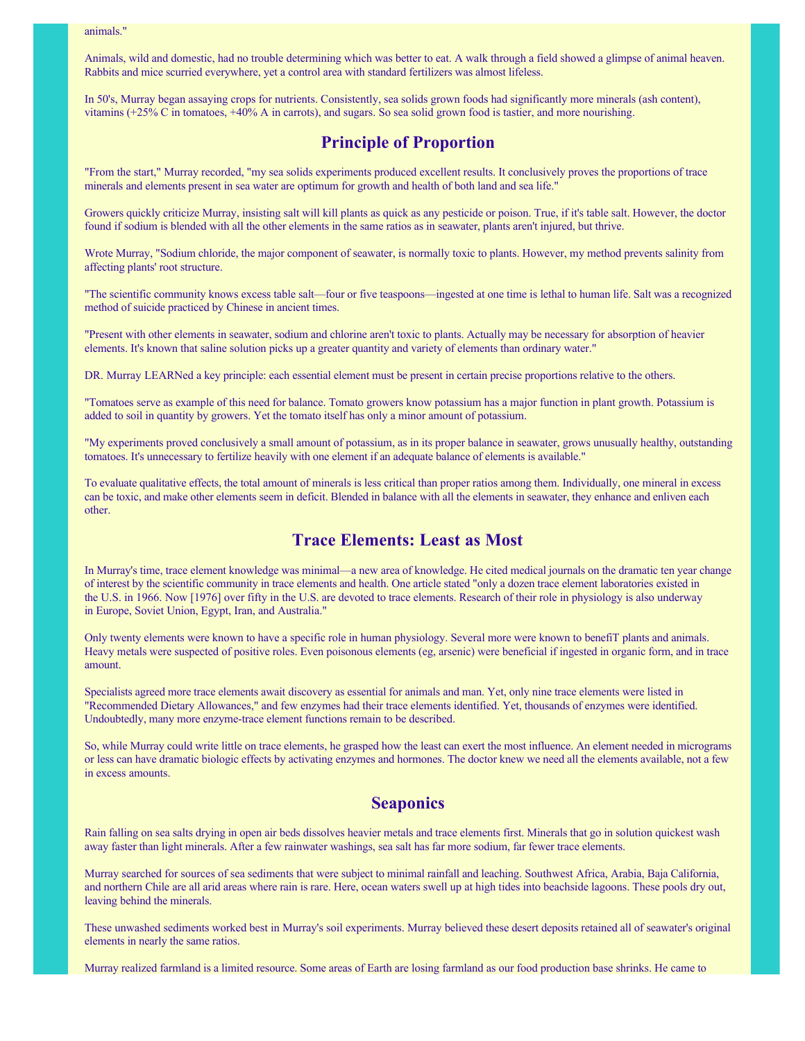animals."

Animals, wild and domestic, had no trouble determining which was better to eat. A walk through a field showed a glimpse of animal heaven. Rabbits and mice scurried everywhere, yet a control area with standard fertilizers was almost lifeless.

In 50's, Murray began assaying crops for nutrients. Consistently, sea solids grown foods had significantly more minerals (ash content), vitamins (+25% C in tomatoes, +40% A in carrots), and sugars. So sea solid grown food is tastier, and more nourishing.

## Principle of Proportion

"From the start," Murray recorded, "my sea solids experiments produced excellent results. It conclusively proves the proportions of trace minerals and elements present in sea water are optimum for growth and health of both land and sea life."

Growers quickly criticize Murray, insisting salt will kill plants as quick as any pesticide or poison. True, if it's table salt. However, the doctor found if sodium is blended with all the other elements in the same ratios as in seawater, plants aren't injured, but thrive.

Wrote Murray, "Sodium chloride, the major component of seawater, is normally toxic to plants. However, my method prevents salinity from affecting plants' root structure.

"The scientific community knows excess table salt—four or five teaspoons—ingested at one time is lethal to human life. Salt was a recognized method of suicide practiced by Chinese in ancient times.

"Present with other elements in seawater, sodium and chlorine aren't toxic to plants. Actually may be necessary for absorption of heavier elements. It's known that saline solution picks up a greater quantity and variety of elements than ordinary water."

DR. Murray LEARNed a key principle: each essential element must be present in certain precise proportions relative to the others.

"Tomatoes serve as example of this need for balance. Tomato growers know potassium has a major function in plant growth. Potassium is added to soil in quantity by growers. Yet the tomato itself has only a minor amount of potassium.

"My experiments proved conclusively a small amount of potassium, as in its proper balance in seawater, grows unusually healthy, outstanding tomatoes. It's unnecessary to fertilize heavily with one element if an adequate balance of elements is available."

To evaluate qualitative effects, the total amount of minerals is less critical than proper ratios among them. Individually, one mineral in excess can be toxic, and make other elements seem in deficit. Blended in balance with all the elements in seawater, they enhance and enliven each other.

## Trace Elements: Least as Most

In Murray's time, trace element knowledge was minimal—a new area of knowledge. He cited medical journals on the dramatic ten year change of interest by the scientific community in trace elements and health. One article stated "only a dozen trace element laboratories existed in the U.S. in 1966. Now [1976] over fifty in the U.S. are devoted to trace elements. Research of their role in physiology is also underway in Europe, Soviet Union, Egypt, Iran, and Australia."

Only twenty elements were known to have a specific role in human physiology. Several more were known to benefiT plants and animals. Heavy metals were suspected of positive roles. Even poisonous elements (eg, arsenic) were beneficial if ingested in organic form, and in trace amount.

Specialists agreed more trace elements await discovery as essential for animals and man. Yet, only nine trace elements were listed in "Recommended Dietary Allowances," and few enzymes had their trace elements identified. Yet, thousands of enzymes were identified. Undoubtedly, many more enzyme-trace element functions remain to be described.

So, while Murray could write little on trace elements, he grasped how the least can exert the most influence. An element needed in micrograms or less can have dramatic biologic effects by activating enzymes and hormones. The doctor knew we need all the elements available, not a few in excess amounts.

## Seaponics

Rain falling on sea salts drying in open air beds dissolves heavier metals and trace elements first. Minerals that go in solution quickest wash away faster than light minerals. After a few rainwater washings, sea salt has far more sodium, far fewer trace elements.

Murray searched for sources of sea sediments that were subject to minimal rainfall and leaching. Southwest Africa, Arabia, Baja California, and northern Chile are all arid areas where rain is rare. Here, ocean waters swell up at high tides into beachside lagoons. These pools dry out, leaving behind the minerals.

These unwashed sediments worked best in Murray's soil experiments. Murray believed these desert deposits retained all of seawater's original elements in nearly the same ratios.

Murray realized farmland is a limited resource. Some areas of Earth are losing farmland as our food production base shrinks. He came to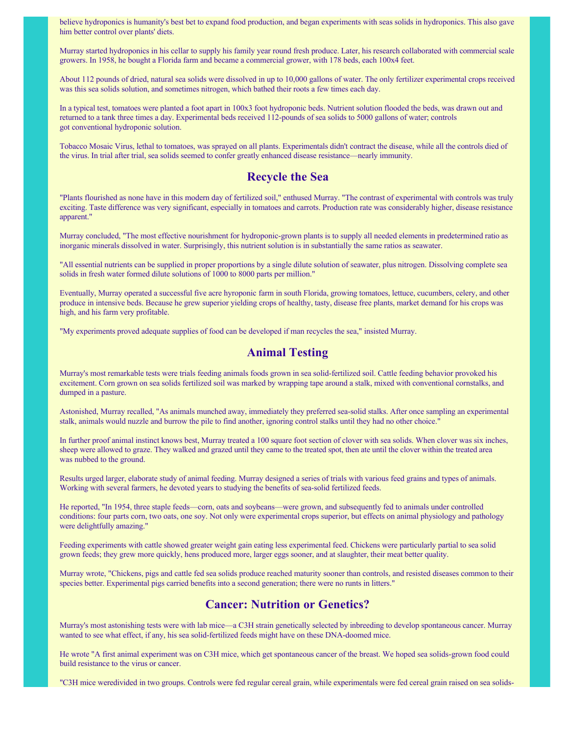believe hydroponics is humanity's best bet to expand food production, and began experiments with seas solids in hydroponics. This also gave him better control over plants' diets.

Murray started hydroponics in his cellar to supply his family year round fresh produce. Later, his research collaborated with commercial scale growers. In 1958, he bought a Florida farm and became a commercial grower, with 178 beds, each 100x4 feet.

About 112 pounds of dried, natural sea solids were dissolved in up to 10,000 gallons of water. The only fertilizer experimental crops received was this sea solids solution, and sometimes nitrogen, which bathed their roots a few times each day.

In a typical test, tomatoes were planted a foot apart in 100x3 foot hydroponic beds. Nutrient solution flooded the beds, was drawn out and returned to a tank three times a day. Experimental beds received 112-pounds of sea solids to 5000 gallons of water; controls got conventional hydroponic solution.

Tobacco Mosaic Virus, lethal to tomatoes, was sprayed on all plants. Experimentals didn't contract the disease, while all the controls died of the virus. In trial after trial, sea solids seemed to confer greatly enhanced disease resistance—nearly immunity.

## Recycle the Sea

"Plants flourished as none have in this modern day of fertilized soil," enthused Murray. "The contrast of experimental with controls was truly exciting. Taste difference was very significant, especially in tomatoes and carrots. Production rate was considerably higher, disease resistance apparent."

Murray concluded, "The most effective nourishment for hydroponic-grown plants is to supply all needed elements in predetermined ratio as inorganic minerals dissolved in water. Surprisingly, this nutrient solution is in substantially the same ratios as seawater.

"All essential nutrients can be supplied in proper proportions by a single dilute solution of seawater, plus nitrogen. Dissolving complete sea solids in fresh water formed dilute solutions of 1000 to 8000 parts per million."

Eventually, Murray operated a successful five acre hyroponic farm in south Florida, growing tomatoes, lettuce, cucumbers, celery, and other produce in intensive beds. Because he grew superior yielding crops of healthy, tasty, disease free plants, market demand for his crops was high, and his farm very profitable.

"My experiments proved adequate supplies of food can be developed if man recycles the sea," insisted Murray.

## Animal Testing

Murray's most remarkable tests were trials feeding animals foods grown in sea solid-fertilized soil. Cattle feeding behavior provoked his excitement. Corn grown on sea solids fertilized soil was marked by wrapping tape around a stalk, mixed with conventional cornstalks, and dumped in a pasture.

Astonished, Murray recalled, "As animals munched away, immediately they preferred sea-solid stalks. After once sampling an experimental stalk, animals would nuzzle and burrow the pile to find another, ignoring control stalks until they had no other choice."

In further proof animal instinct knows best, Murray treated a 100 square foot section of clover with sea solids. When clover was six inches, sheep were allowed to graze. They walked and grazed until they came to the treated spot, then ate until the clover within the treated area was nubbed to the ground.

Results urged larger, elaborate study of animal feeding. Murray designed a series of trials with various feed grains and types of animals. Working with several farmers, he devoted years to studying the benefits of sea-solid fertilized feeds.

He reported, "In 1954, three staple feeds—corn, oats and soybeans—were grown, and subsequently fed to animals under controlled conditions: four parts corn, two oats, one soy. Not only were experimental crops superior, but effects on animal physiology and pathology were delightfully amazing."

Feeding experiments with cattle showed greater weight gain eating less experimental feed. Chickens were particularly partial to sea solid grown feeds; they grew more quickly, hens produced more, larger eggs sooner, and at slaughter, their meat better quality.

Murray wrote, "Chickens, pigs and cattle fed sea solids produce reached maturity sooner than controls, and resisted diseases common to their species better. Experimental pigs carried benefits into a second generation; there were no runts in litters."

## Cancer: Nutrition or Genetics?

Murray's most astonishing tests were with lab mice—a C3H strain genetically selected by inbreeding to develop spontaneous cancer. Murray wanted to see what effect, if any, his sea solid-fertilized feeds might have on these DNA-doomed mice.

He wrote "A first animal experiment was on C3H mice, which get spontaneous cancer of the breast. We hoped sea solids-grown food could build resistance to the virus or cancer.

"C3H mice weredivided in two groups. Controls were fed regular cereal grain, while experimentals were fed cereal grain raised on sea solids-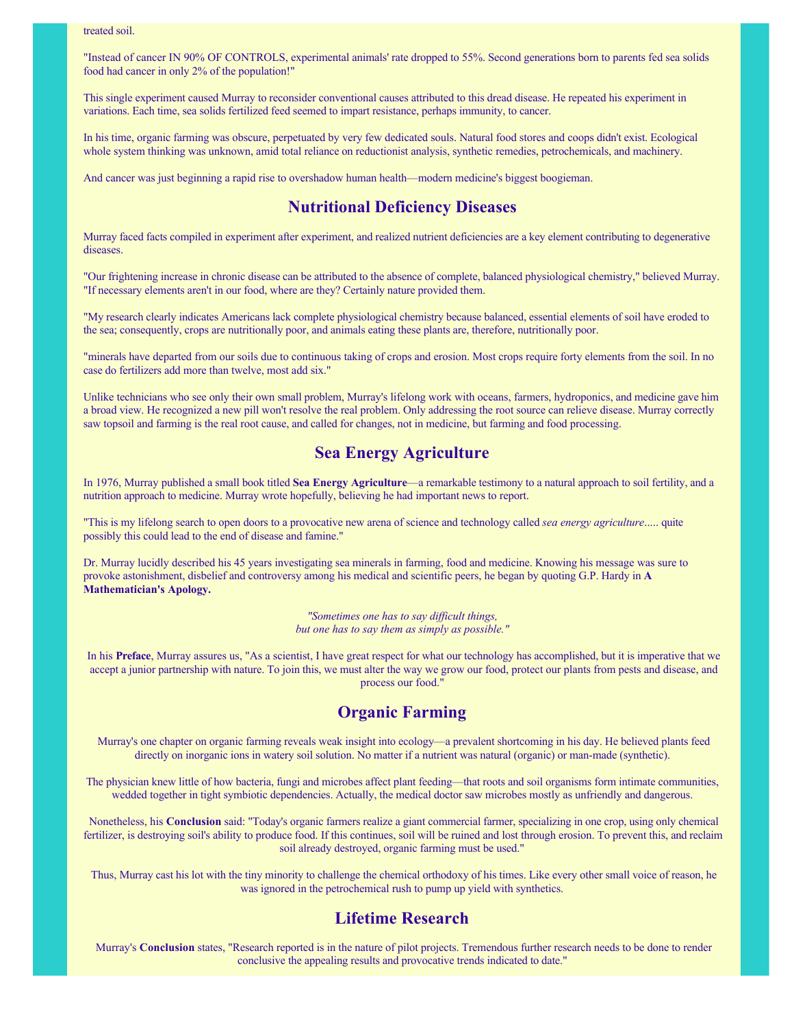treated soil.

"Instead of cancer IN 90% OF CONTROLS, experimental animals' rate dropped to 55%. Second generations born to parents fed sea solids food had cancer in only 2% of the population!"

This single experiment caused Murray to reconsider conventional causes attributed to this dread disease. He repeated his experiment in variations. Each time, sea solids fertilized feed seemed to impart resistance, perhaps immunity, to cancer.

In his time, organic farming was obscure, perpetuated by very few dedicated souls. Natural food stores and coops didn't exist. Ecological whole system thinking was unknown, amid total reliance on reductionist analysis, synthetic remedies, petrochemicals, and machinery.

And cancer was just beginning a rapid rise to overshadow human health—modern medicine's biggest boogieman.

## Nutritional Deficiency Diseases

Murray faced facts compiled in experiment after experiment, and realized nutrient deficiencies are a key element contributing to degenerative diseases.

"Our frightening increase in chronic disease can be attributed to the absence of complete, balanced physiological chemistry," believed Murray. "If necessary elements aren't in our food, where are they? Certainly nature provided them.

"My research clearly indicates Americans lack complete physiological chemistry because balanced, essential elements of soil have eroded to the sea; consequently, crops are nutritionally poor, and animals eating these plants are, therefore, nutritionally poor.

"minerals have departed from our soils due to continuous taking of crops and erosion. Most crops require forty elements from the soil. In no case do fertilizers add more than twelve, most add six."

Unlike technicians who see only their own small problem, Murray's lifelong work with oceans, farmers, hydroponics, and medicine gave him a broad view. He recognized a new pill won't resolve the real problem. Only addressing the root source can relieve disease. Murray correctly saw topsoil and farming is the real root cause, and called for changes, not in medicine, but farming and food processing.

## Sea Energy Agriculture

In 1976, Murray published a small book titled **Sea Energy Agriculture**—a remarkable testimony to a natural approach to soil fertility, and a nutrition approach to medicine. Murray wrote hopefully, believing he had important news to report.

"This is my lifelong search to open doors to a provocative new arena of science and technology called *sea energy agriculture*..... quite possibly this could lead to the end of disease and famine."

Dr. Murray lucidly described his 45 years investigating sea minerals in farming, food and medicine. Knowing his message was sure to provoke astonishment, disbelief and controversy among his medical and scientific peers, he began by quoting G.P. Hardy in **A Mathematician's Apology.**

*"Sometimes one has to say difficult things,*
*but one has to say them as simply as possible."*

In his **Preface**, Murray assures us, "As a scientist, I have great respect for what our technology has accomplished, but it is imperative that we accept a junior partnership with nature. To join this, we must alter the way we grow our food, protect our plants from pests and disease, and process our food."

## Organic Farming

Murray's one chapter on organic farming reveals weak insight into ecology—a prevalent shortcoming in his day. He believed plants feed directly on inorganic ions in watery soil solution. No matter if a nutrient was natural (organic) or man-made (synthetic).

The physician knew little of how bacteria, fungi and microbes affect plant feeding—that roots and soil organisms form intimate communities, wedded together in tight symbiotic dependencies. Actually, the medical doctor saw microbes mostly as unfriendly and dangerous.

Nonetheless, his **Conclusion** said: "Today's organic farmers realize a giant commercial farmer, specializing in one crop, using only chemical fertilizer, is destroying soil's ability to produce food. If this continues, soil will be ruined and lost through erosion. To prevent this, and reclaim soil already destroyed, organic farming must be used."

Thus, Murray cast his lot with the tiny minority to challenge the chemical orthodoxy of his times. Like every other small voice of reason, he was ignored in the petrochemical rush to pump up yield with synthetics.

## Lifetime Research

Murray's **Conclusion** states, "Research reported is in the nature of pilot projects. Tremendous further research needs to be done to render conclusive the appealing results and provocative trends indicated to date."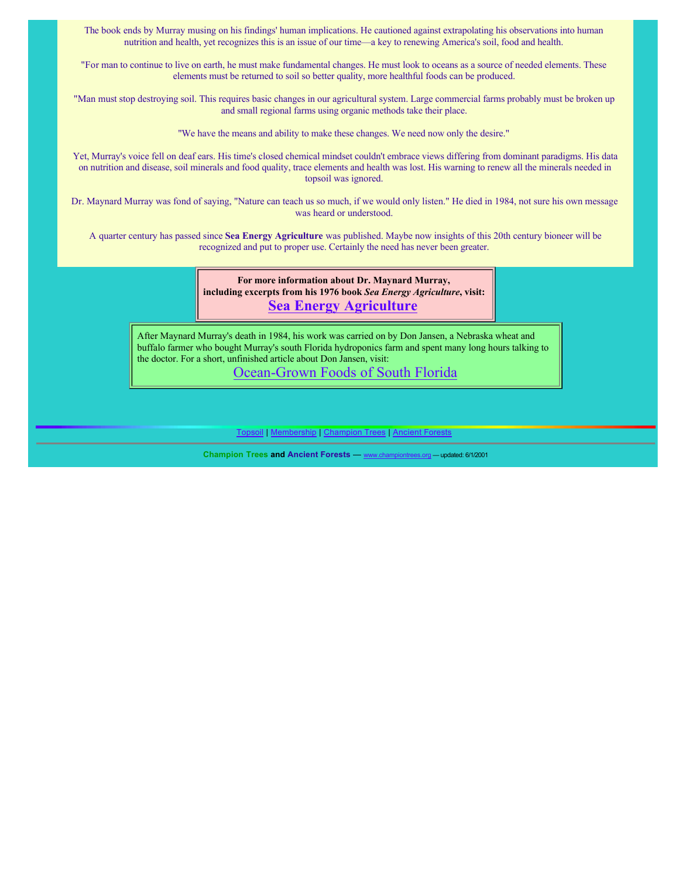The book ends by Murray musing on his findings' human implications. He cautioned against extrapolating his observations into human nutrition and health, yet recognizes this is an issue of our time—a key to renewing America's soil, food and health.

"For man to continue to live on earth, he must make fundamental changes. He must look to oceans as a source of needed elements. These elements must be returned to soil so better quality, more healthful foods can be produced.

"Man must stop destroying soil. This requires basic changes in our agricultural system. Large commercial farms probably must be broken up and small regional farms using organic methods take their place.

"We have the means and ability to make these changes. We need now only the desire."

Yet, Murray's voice fell on deaf ears. His time's closed chemical mindset couldn't embrace views differing from dominant paradigms. His data on nutrition and disease, soil minerals and food quality, trace elements and health was lost. His warning to renew all the minerals needed in topsoil was ignored.

Dr. Maynard Murray was fond of saying, "Nature can teach us so much, if we would only listen." He died in 1984, not sure his own message was heard or understood.

A quarter century has passed since **Sea Energy Agriculture** was published. Maybe now insights of this 20th century bioneer will be recognized and put to proper use. Certainly the need has never been greater.

**For more information about Dr. Maynard Murray, including excerpts from his 1976 book *Sea Energy Agriculture*, visit:**

**Sea Energy Agriculture**

After Maynard Murray's death in 1984, his work was carried on by Don Jansen, a Nebraska wheat and buffalo farmer who bought Murray's south Florida hydroponics farm and spent many long hours talking to the doctor. For a short, unfinished article about Don Jansen, visit:

Ocean-Grown Foods of South Florida

Topsoil | Membership | Champion Trees | Ancient Forests

**Champion Trees and Ancient Forests** — www.championtrees.org — updated: 6/1/2001